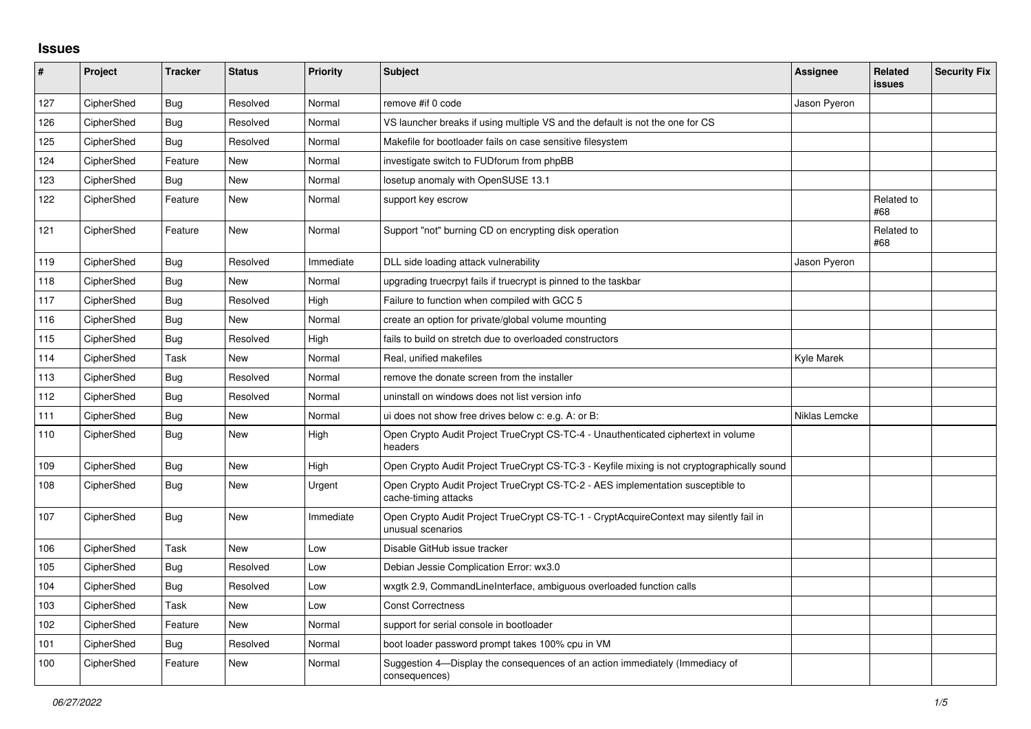## Issues

| # | Project | Tracker | Status | Priority | Subject | Assignee | Related issues | Security Fix |
|---|---|---|---|---|---|---|---|---|
| 127 | CipherShed | Bug | Resolved | Normal | remove #if 0 code | Jason Pyeron | | |
| 126 | CipherShed | Bug | Resolved | Normal | VS launcher breaks if using multiple VS and the default is not the one for CS | | | |
| 125 | CipherShed | Bug | Resolved | Normal | Makefile for bootloader fails on case sensitive filesystem | | | |
| 124 | CipherShed | Feature | New | Normal | investigate switch to FUDforum from phpBB | | | |
| 123 | CipherShed | Bug | New | Normal | losetup anomaly with OpenSUSE 13.1 | | | |
| 122 | CipherShed | Feature | New | Normal | support key escrow | | Related to #68 | |
| 121 | CipherShed | Feature | New | Normal | Support "not" burning CD on encrypting disk operation | | Related to #68 | |
| 119 | CipherShed | Bug | Resolved | Immediate | DLL side loading attack vulnerability | Jason Pyeron | | |
| 118 | CipherShed | Bug | New | Normal | upgrading truecrpyt fails if truecrypt is pinned to the taskbar | | | |
| 117 | CipherShed | Bug | Resolved | High | Failure to function when compiled with GCC 5 | | | |
| 116 | CipherShed | Bug | New | Normal | create an option for private/global volume mounting | | | |
| 115 | CipherShed | Bug | Resolved | High | fails to build on stretch due to overloaded constructors | | | |
| 114 | CipherShed | Task | New | Normal | Real, unified makefiles | Kyle Marek | | |
| 113 | CipherShed | Bug | Resolved | Normal | remove the donate screen from the installer | | | |
| 112 | CipherShed | Bug | Resolved | Normal | uninstall on windows does not list version info | | | |
| 111 | CipherShed | Bug | New | Normal | ui does not show free drives below c: e.g. A: or B: | Niklas Lemcke | | |
| 110 | CipherShed | Bug | New | High | Open Crypto Audit Project TrueCrypt CS-TC-4 - Unauthenticated ciphertext in volume headers | | | |
| 109 | CipherShed | Bug | New | High | Open Crypto Audit Project TrueCrypt CS-TC-3 - Keyfile mixing is not cryptographically sound | | | |
| 108 | CipherShed | Bug | New | Urgent | Open Crypto Audit Project TrueCrypt CS-TC-2 - AES implementation susceptible to cache-timing attacks | | | |
| 107 | CipherShed | Bug | New | Immediate | Open Crypto Audit Project TrueCrypt CS-TC-1 - CryptAcquireContext may silently fail in unusual scenarios | | | |
| 106 | CipherShed | Task | New | Low | Disable GitHub issue tracker | | | |
| 105 | CipherShed | Bug | Resolved | Low | Debian Jessie Complication Error: wx3.0 | | | |
| 104 | CipherShed | Bug | Resolved | Low | wxgtk 2.9, CommandLineInterface, ambiguous overloaded function calls | | | |
| 103 | CipherShed | Task | New | Low | Const Correctness | | | |
| 102 | CipherShed | Feature | New | Normal | support for serial console in bootloader | | | |
| 101 | CipherShed | Bug | Resolved | Normal | boot loader password prompt takes 100% cpu in VM | | | |
| 100 | CipherShed | Feature | New | Normal | Suggestion 4—Display the consequences of an action immediately (Immediacy of consequences) | | | |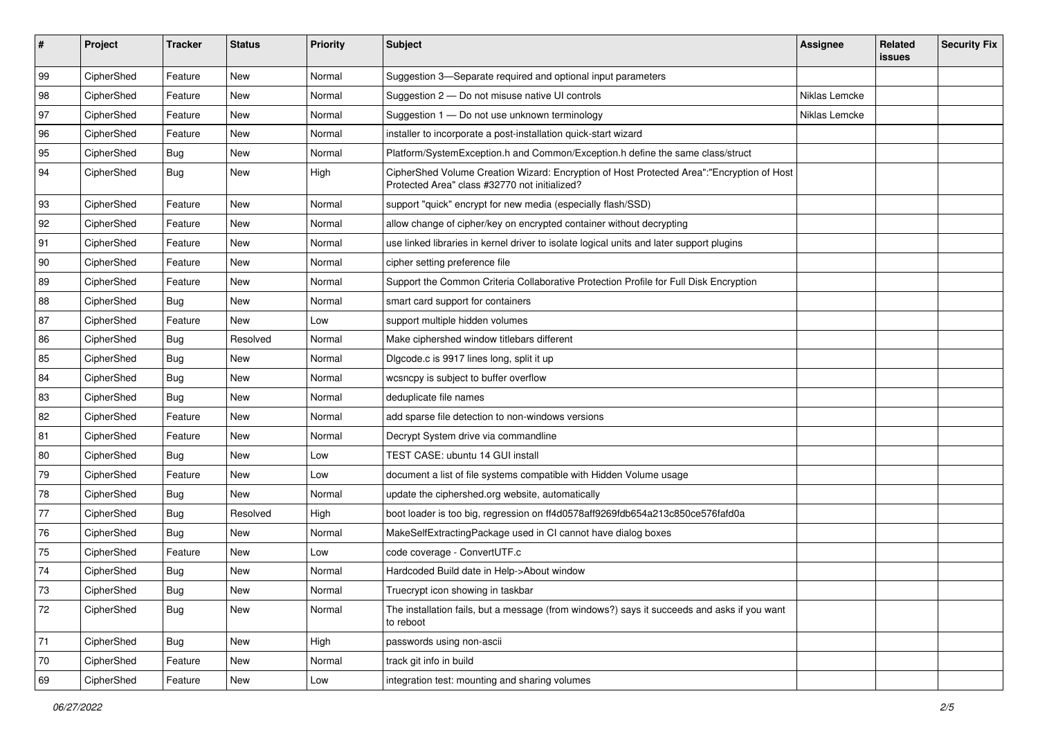| # | Project | Tracker | Status | Priority | Subject | Assignee | Related issues | Security Fix |
|---|---|---|---|---|---|---|---|---|
| 99 | CipherShed | Feature | New | Normal | Suggestion 3—Separate required and optional input parameters | | | |
| 98 | CipherShed | Feature | New | Normal | Suggestion 2 — Do not misuse native UI controls | Niklas Lemcke | | |
| 97 | CipherShed | Feature | New | Normal | Suggestion 1 — Do not use unknown terminology | Niklas Lemcke | | |
| 96 | CipherShed | Feature | New | Normal | installer to incorporate a post-installation quick-start wizard | | | |
| 95 | CipherShed | Bug | New | Normal | Platform/SystemException.h and Common/Exception.h define the same class/struct | | | |
| 94 | CipherShed | Bug | New | High | CipherShed Volume Creation Wizard: Encryption of Host Protected Area":"Encryption of Host Protected Area" class #32770 not initialized? | | | |
| 93 | CipherShed | Feature | New | Normal | support "quick" encrypt for new media (especially flash/SSD) | | | |
| 92 | CipherShed | Feature | New | Normal | allow change of cipher/key on encrypted container without decrypting | | | |
| 91 | CipherShed | Feature | New | Normal | use linked libraries in kernel driver to isolate logical units and later support plugins | | | |
| 90 | CipherShed | Feature | New | Normal | cipher setting preference file | | | |
| 89 | CipherShed | Feature | New | Normal | Support the Common Criteria Collaborative Protection Profile for Full Disk Encryption | | | |
| 88 | CipherShed | Bug | New | Normal | smart card support for containers | | | |
| 87 | CipherShed | Feature | New | Low | support multiple hidden volumes | | | |
| 86 | CipherShed | Bug | Resolved | Normal | Make ciphershed window titlebars different | | | |
| 85 | CipherShed | Bug | New | Normal | Dlgcode.c is 9917 lines long, split it up | | | |
| 84 | CipherShed | Bug | New | Normal | wcsncpy is subject to buffer overflow | | | |
| 83 | CipherShed | Bug | New | Normal | deduplicate file names | | | |
| 82 | CipherShed | Feature | New | Normal | add sparse file detection to non-windows versions | | | |
| 81 | CipherShed | Feature | New | Normal | Decrypt System drive via commandline | | | |
| 80 | CipherShed | Bug | New | Low | TEST CASE: ubuntu 14 GUI install | | | |
| 79 | CipherShed | Feature | New | Low | document a list of file systems compatible with Hidden Volume usage | | | |
| 78 | CipherShed | Bug | New | Normal | update the ciphershed.org website, automatically | | | |
| 77 | CipherShed | Bug | Resolved | High | boot loader is too big, regression on ff4d0578aff9269fdb654a213c850ce576fafd0a | | | |
| 76 | CipherShed | Bug | New | Normal | MakeSelfExtractingPackage used in CI cannot have dialog boxes | | | |
| 75 | CipherShed | Feature | New | Low | code coverage - ConvertUTF.c | | | |
| 74 | CipherShed | Bug | New | Normal | Hardcoded Build date in Help->About window | | | |
| 73 | CipherShed | Bug | New | Normal | Truecrypt icon showing in taskbar | | | |
| 72 | CipherShed | Bug | New | Normal | The installation fails, but a message (from windows?) says it succeeds and asks if you want to reboot | | | |
| 71 | CipherShed | Bug | New | High | passwords using non-ascii | | | |
| 70 | CipherShed | Feature | New | Normal | track git info in build | | | |
| 69 | CipherShed | Feature | New | Low | integration test: mounting and sharing volumes | | | |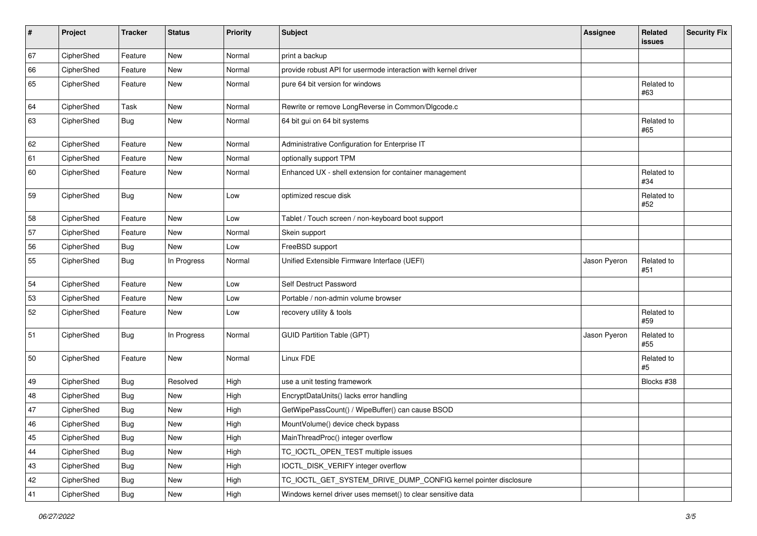| # | Project | Tracker | Status | Priority | Subject | Assignee | Related issues | Security Fix |
|---|---|---|---|---|---|---|---|---|
| 67 | CipherShed | Feature | New | Normal | print a backup | | | |
| 66 | CipherShed | Feature | New | Normal | provide robust API for usermode interaction with kernel driver | | | |
| 65 | CipherShed | Feature | New | Normal | pure 64 bit version for windows | | Related to #63 | |
| 64 | CipherShed | Task | New | Normal | Rewrite or remove LongReverse in Common/Dlgcode.c | | | |
| 63 | CipherShed | Bug | New | Normal | 64 bit gui on 64 bit systems | | Related to #65 | |
| 62 | CipherShed | Feature | New | Normal | Administrative Configuration for Enterprise IT | | | |
| 61 | CipherShed | Feature | New | Normal | optionally support TPM | | | |
| 60 | CipherShed | Feature | New | Normal | Enhanced UX - shell extension for container management | | Related to #34 | |
| 59 | CipherShed | Bug | New | Low | optimized rescue disk | | Related to #52 | |
| 58 | CipherShed | Feature | New | Low | Tablet / Touch screen / non-keyboard boot support | | | |
| 57 | CipherShed | Feature | New | Normal | Skein support | | | |
| 56 | CipherShed | Bug | New | Low | FreeBSD support | | | |
| 55 | CipherShed | Bug | In Progress | Normal | Unified Extensible Firmware Interface (UEFI) | Jason Pyeron | Related to #51 | |
| 54 | CipherShed | Feature | New | Low | Self Destruct Password | | | |
| 53 | CipherShed | Feature | New | Low | Portable / non-admin volume browser | | | |
| 52 | CipherShed | Feature | New | Low | recovery utility & tools | | Related to #59 | |
| 51 | CipherShed | Bug | In Progress | Normal | GUID Partition Table (GPT) | Jason Pyeron | Related to #55 | |
| 50 | CipherShed | Feature | New | Normal | Linux FDE | | Related to #5 | |
| 49 | CipherShed | Bug | Resolved | High | use a unit testing framework | | Blocks #38 | |
| 48 | CipherShed | Bug | New | High | EncryptDataUnits() lacks error handling | | | |
| 47 | CipherShed | Bug | New | High | GetWipePassCount() / WipeBuffer() can cause BSOD | | | |
| 46 | CipherShed | Bug | New | High | MountVolume() device check bypass | | | |
| 45 | CipherShed | Bug | New | High | MainThreadProc() integer overflow | | | |
| 44 | CipherShed | Bug | New | High | TC_IOCTL_OPEN_TEST multiple issues | | | |
| 43 | CipherShed | Bug | New | High | IOCTL_DISK_VERIFY integer overflow | | | |
| 42 | CipherShed | Bug | New | High | TC_IOCTL_GET_SYSTEM_DRIVE_DUMP_CONFIG kernel pointer disclosure | | | |
| 41 | CipherShed | Bug | New | High | Windows kernel driver uses memset() to clear sensitive data | | | |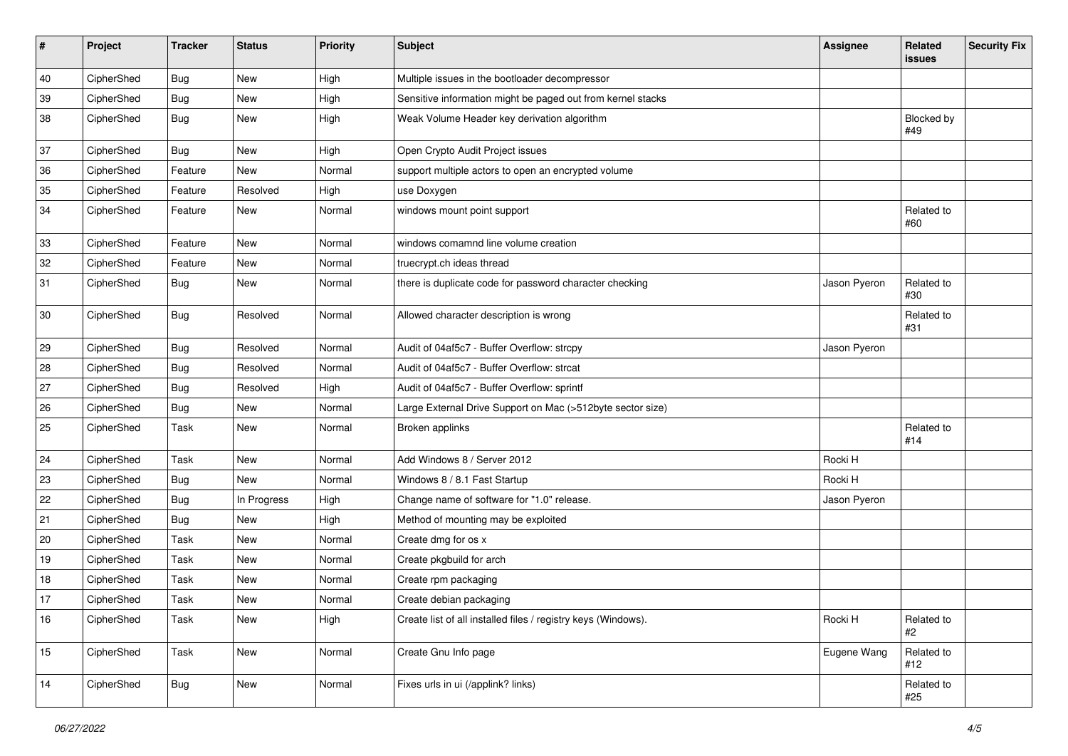| # | Project | Tracker | Status | Priority | Subject | Assignee | Related issues | Security Fix |
|---|---|---|---|---|---|---|---|---|
| 40 | CipherShed | Bug | New | High | Multiple issues in the bootloader decompressor | | | |
| 39 | CipherShed | Bug | New | High | Sensitive information might be paged out from kernel stacks | | | |
| 38 | CipherShed | Bug | New | High | Weak Volume Header key derivation algorithm | | Blocked by #49 | |
| 37 | CipherShed | Bug | New | High | Open Crypto Audit Project issues | | | |
| 36 | CipherShed | Feature | New | Normal | support multiple actors to open an encrypted volume | | | |
| 35 | CipherShed | Feature | Resolved | High | use Doxygen | | | |
| 34 | CipherShed | Feature | New | Normal | windows mount point support | | Related to #60 | |
| 33 | CipherShed | Feature | New | Normal | windows comamnd line volume creation | | | |
| 32 | CipherShed | Feature | New | Normal | truecrypt.ch ideas thread | | | |
| 31 | CipherShed | Bug | New | Normal | there is duplicate code for password character checking | Jason Pyeron | Related to #30 | |
| 30 | CipherShed | Bug | Resolved | Normal | Allowed character description is wrong | | Related to #31 | |
| 29 | CipherShed | Bug | Resolved | Normal | Audit of 04af5c7 - Buffer Overflow: strcpy | Jason Pyeron | | |
| 28 | CipherShed | Bug | Resolved | Normal | Audit of 04af5c7 - Buffer Overflow: strcat | | | |
| 27 | CipherShed | Bug | Resolved | High | Audit of 04af5c7 - Buffer Overflow: sprintf | | | |
| 26 | CipherShed | Bug | New | Normal | Large External Drive Support on Mac (>512byte sector size) | | | |
| 25 | CipherShed | Task | New | Normal | Broken applinks | | Related to #14 | |
| 24 | CipherShed | Task | New | Normal | Add Windows 8 / Server 2012 | Rocki H | | |
| 23 | CipherShed | Bug | New | Normal | Windows 8 / 8.1 Fast Startup | Rocki H | | |
| 22 | CipherShed | Bug | In Progress | High | Change name of software for "1.0" release. | Jason Pyeron | | |
| 21 | CipherShed | Bug | New | High | Method of mounting may be exploited | | | |
| 20 | CipherShed | Task | New | Normal | Create dmg for os x | | | |
| 19 | CipherShed | Task | New | Normal | Create pkgbuild for arch | | | |
| 18 | CipherShed | Task | New | Normal | Create rpm packaging | | | |
| 17 | CipherShed | Task | New | Normal | Create debian packaging | | | |
| 16 | CipherShed | Task | New | High | Create list of all installed files / registry keys (Windows). | Rocki H | Related to #2 | |
| 15 | CipherShed | Task | New | Normal | Create Gnu Info page | Eugene Wang | Related to #12 | |
| 14 | CipherShed | Bug | New | Normal | Fixes urls in ui (/applink? links) | | Related to #25 | |

*06/27/2022*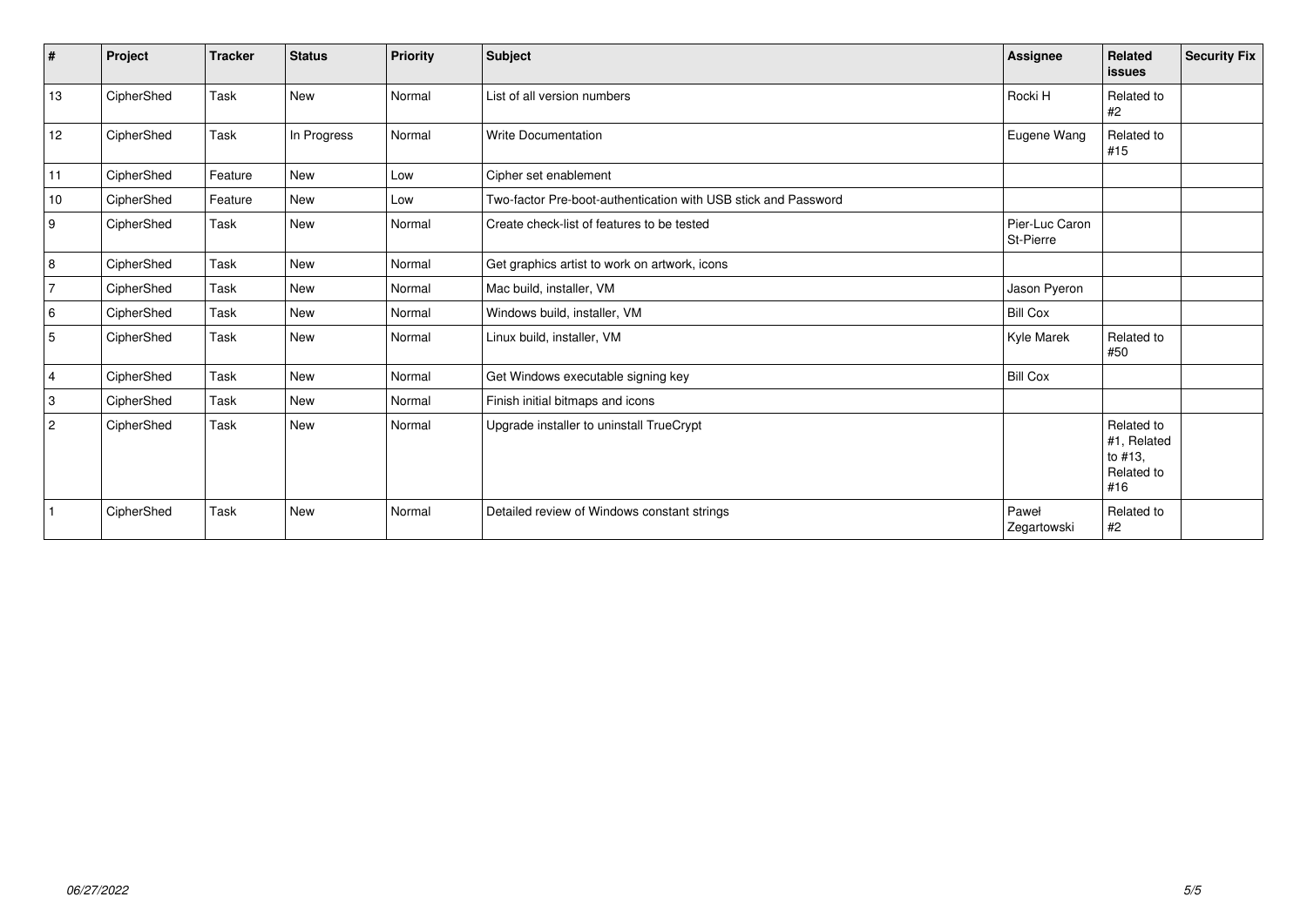| # | Project | Tracker | Status | Priority | Subject | Assignee | Related issues | Security Fix |
|---|---|---|---|---|---|---|---|---|
| 13 | CipherShed | Task | New | Normal | List of all version numbers | Rocki H | Related to #2 | |
| 12 | CipherShed | Task | In Progress | Normal | Write Documentation | Eugene Wang | Related to #15 | |
| 11 | CipherShed | Feature | New | Low | Cipher set enablement | | | |
| 10 | CipherShed | Feature | New | Low | Two-factor Pre-boot-authentication with USB stick and Password | | | |
| 9 | CipherShed | Task | New | Normal | Create check-list of features to be tested | Pier-Luc Caron St-Pierre | | |
| 8 | CipherShed | Task | New | Normal | Get graphics artist to work on artwork, icons | | | |
| 7 | CipherShed | Task | New | Normal | Mac build, installer, VM | Jason Pyeron | | |
| 6 | CipherShed | Task | New | Normal | Windows build, installer, VM | Bill Cox | | |
| 5 | CipherShed | Task | New | Normal | Linux build, installer, VM | Kyle Marek | Related to #50 | |
| 4 | CipherShed | Task | New | Normal | Get Windows executable signing key | Bill Cox | | |
| 3 | CipherShed | Task | New | Normal | Finish initial bitmaps and icons | | | |
| 2 | CipherShed | Task | New | Normal | Upgrade installer to uninstall TrueCrypt | | Related to #1, Related to #13, Related to #16 | |
| 1 | CipherShed | Task | New | Normal | Detailed review of Windows constant strings | Paweł Zegartowski | Related to #2 | |